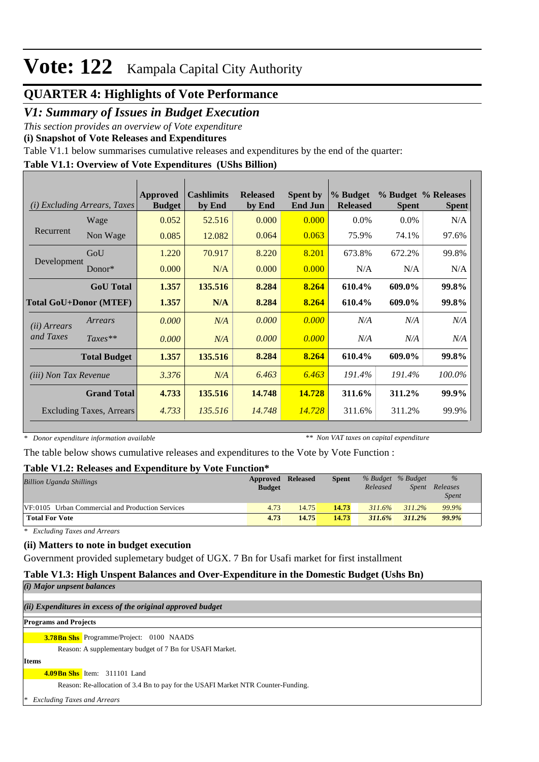# Vote: 122 Kampala Capital City Authority

## QUARTER 4: Highlights of Vote Performance

## *V1: Summary of Issues in Budget Execution*

*This section provides an overview of Vote expenditure*

**(i) Snapshot of Vote Releases and Expenditures**

Table V1.1 below summarises cumulative releases and expenditures by the end of the quarter:

**Table V1.1: Overview of Vote Expenditures (UShs Billion)**

| *(i) Excluding Arrears, Taxes* | | Approved Budget | Cashlimits by End | Released by End | Spent by End Jun | % Budget Released | % Budget Spent | % Releases Spent |
|---|---|---|---|---|---|---|---|---|
| Recurrent | Wage | 0.052 | 52.516 | 0.000 | 0.000 | 0.0% | 0.0% | N/A |
| | Non Wage | 0.085 | 12.082 | 0.064 | 0.063 | 75.9% | 74.1% | 97.6% |
| Development | GoU | 1.220 | 70.917 | 8.220 | 8.201 | 673.8% | 672.2% | 99.8% |
| | Donor* | 0.000 | N/A | 0.000 | 0.000 | N/A | N/A | N/A |
| | **GoU Total** | **1.357** | **135.516** | **8.284** | **8.264** | **610.4%** | **609.0%** | **99.8%** |
| **Total GoU+Donor (MTEF)** | | **1.357** | **N/A** | **8.284** | **8.264** | **610.4%** | **609.0%** | **99.8%** |
| *(ii) Arrears and Taxes* | *Arrears* | *0.000* | *N/A* | *0.000* | *0.000* | *N/A* | *N/A* | *N/A* |
| | *Taxes*** | *0.000* | *N/A* | *0.000* | *0.000* | *N/A* | *N/A* | *N/A* |
| | **Total Budget** | **1.357** | **135.516** | **8.284** | **8.264** | **610.4%** | **609.0%** | **99.8%** |
| *(iii) Non Tax Revenue* | | *3.376* | *N/A* | *6.463* | *6.463* | *191.4%* | *191.4%* | *100.0%* |
| | **Grand Total** | **4.733** | **135.516** | **14.748** | **14.728** | **311.6%** | **311.2%** | **99.9%** |
| Excluding Taxes, Arrears | | *4.733* | *135.516* | *14.748* | *14.728* | 311.6% | 311.2% | 99.9% |

*\* Donor expenditure information available* *\*\* Non VAT taxes on capital expenditure*

The table below shows cumulative releases and expenditures to the Vote by Vote Function :

**Table V1.2: Releases and Expenditure by Vote Function***

| *Billion Uganda Shillings* | Approved Budget | Released | Spent | *% Budget Released* | *% Budget Spent* | *% Releases Spent* |
|---|---|---|---|---|---|---|
| VF:0105 Urban Commercial and Production Services | 4.73 | 14.75 | **14.73** | *311.6%* | *311.2%* | *99.9%* |
| **Total For Vote** | **4.73** | **14.75** | **14.73** | ***311.6%*** | ***311.2%*** | ***99.9%*** |

*\* Excluding Taxes and Arrears*

**(ii) Matters to note in budget execution**

Government provided suplemetary budget of UGX. 7 Bn for Usafi market for first installment

**Table V1.3: High Unspent Balances and Over-Expenditure in the Domestic Budget (Ushs Bn)**

***(i) Major unpsent balances***

***(ii) Expenditures in excess of the original approved budget***

**Programs and Projects**

**3.78Bn Shs** Programme/Project: 0100 NAADS

Reason: A supplementary budget of 7 Bn for USAFI Market.

**Items**

**4.09Bn Shs** Item: 311101 Land

Reason: Re-allocation of 3.4 Bn to pay for the USAFI Market NTR Counter-Funding.

*\* Excluding Taxes and Arrears*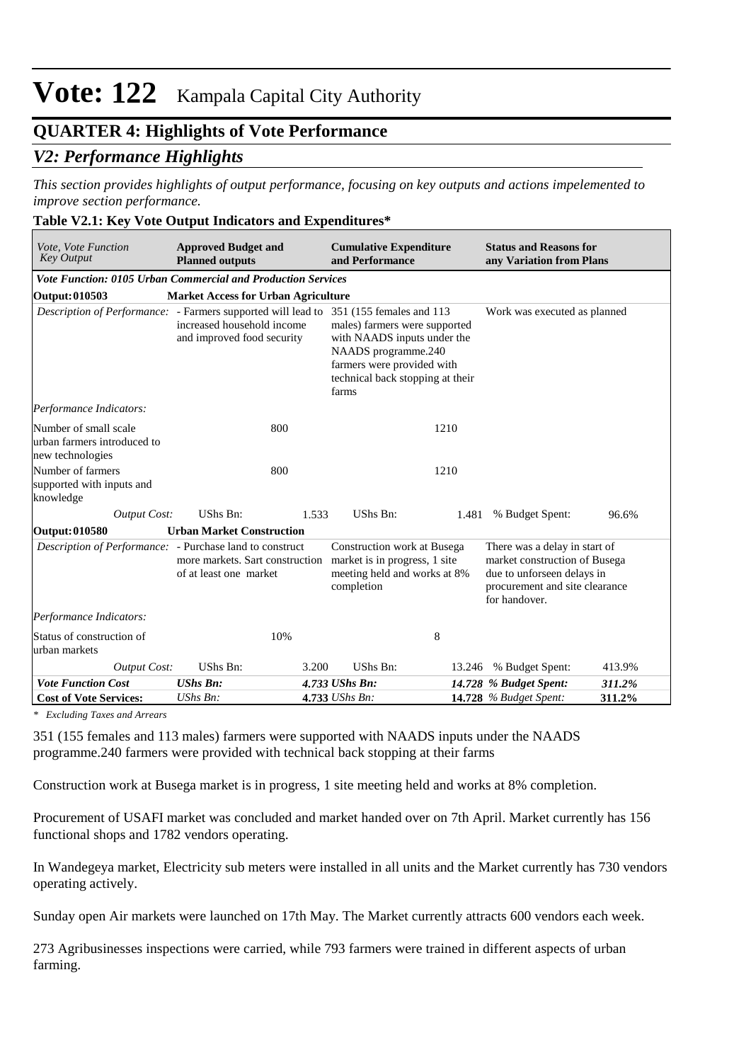# Vote: 122 Kampala Capital City Authority

## QUARTER 4: Highlights of Vote Performance

### *V2: Performance Highlights*

*This section provides highlights of output performance, focusing on key outputs and actions impelemented to improve section performance.*

**Table V2.1: Key Vote Output Indicators and Expenditures***

| *Vote, Vote Function Key Output* | **Approved Budget and Planned outputs** | | **Cumulative Expenditure and Performance** | | **Status and Reasons for any Variation from Plans** | |
|---|---|---|---|---|---|---|
| ***Vote Function: 0105 Urban Commercial and Production Services*** | | | | | | |
| **Output: 010503** | **Market Access for Urban Agriculture** | | | | | |
| *Description of Performance:* | - Farmers supported will lead to increased household income and improved food security | | 351 (155 females and 113 males) farmers were supported with NAADS inputs under the NAADS programme.240 farmers were provided with technical back stopping at their farms | | Work was executed as planned | |
| *Performance Indicators:* | | | | | | |
| Number of small scale urban farmers introduced to new technologies | | 800 | | 1210 | | |
| Number of farmers supported with inputs and knowledge | | 800 | | 1210 | | |
| *Output Cost:* | UShs Bn: | 1.533 | UShs Bn: | 1.481 | % Budget Spent: | 96.6% |
| **Output: 010580** | **Urban Market Construction** | | | | | |
| *Description of Performance:* | - Purchase land to construct more markets. Sart construction of at least one market | | Construction work at Busega market is in progress, 1 site meeting held and works at 8% completion | | There was a delay in start of market construction of Busega due to unforseen delays in procurement and site clearance for handover. | |
| *Performance Indicators:* | | | | | | |
| Status of construction of urban markets | | 10% | | 8 | | |
| *Output Cost:* | UShs Bn: | 3.200 | UShs Bn: | 13.246 | % Budget Spent: | 413.9% |
| ***Vote Function Cost*** | ***UShs Bn:*** | ***4.733*** | ***UShs Bn:*** | ***14.728*** | ***% Budget Spent:*** | ***311.2%*** |
| **Cost of Vote Services:** | *UShs Bn:* | **4.733** | *UShs Bn:* | **14.728** | *% Budget Spent:* | **311.2%** |

*\* Excluding Taxes and Arrears*

351 (155 females and 113 males) farmers were supported with NAADS inputs under the NAADS programme.240 farmers were provided with technical back stopping at their farms

Construction work at Busega market is in progress, 1 site meeting held and works at 8% completion.

Procurement of USAFI market was concluded and market handed over on 7th April. Market currently has 156 functional shops and 1782 vendors operating.

In Wandegeya market, Electricity sub meters were installed in all units and the Market currently has 730 vendors operating actively.

Sunday open Air markets were launched on 17th May. The Market currently attracts 600 vendors each week.

273 Agribusinesses inspections were carried, while 793 farmers were trained in different aspects of urban farming.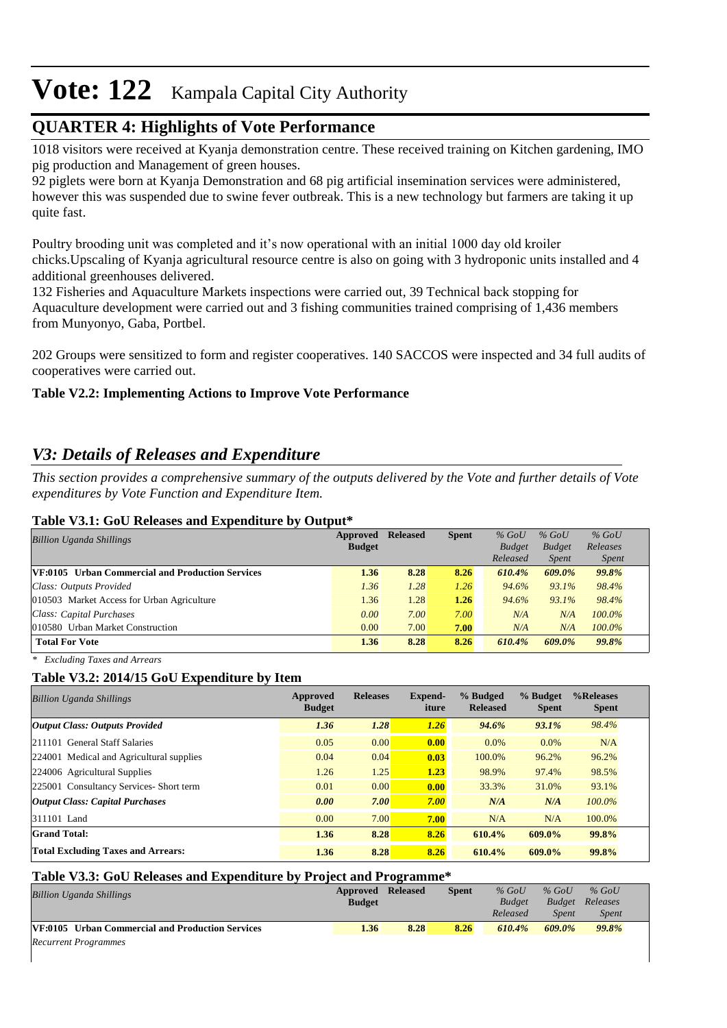# Vote: 122 Kampala Capital City Authority

## QUARTER 4: Highlights of Vote Performance

1018 visitors were received at Kyanja demonstration centre. These received training on Kitchen gardening, IMO pig production and Management of green houses.
92 piglets were born at Kyanja Demonstration and 68 pig artificial insemination services were administered, however this was suspended due to swine fever outbreak. This is a new technology but farmers are taking it up quite fast.

Poultry brooding unit was completed and it's now operational with an initial 1000 day old kroiler chicks.Upscaling of Kyanja agricultural resource centre is also on going with 3 hydroponic units installed and 4 additional greenhouses delivered.
132 Fisheries and Aquaculture Markets inspections were carried out, 39 Technical back stopping for Aquaculture development were carried out and 3 fishing communities trained comprising of 1,436 members from Munyonyo, Gaba, Portbel.

202 Groups were sensitized to form and register cooperatives. 140 SACCOS were inspected and 34 full audits of cooperatives were carried out.

**Table V2.2: Implementing Actions to Improve Vote Performance**

## *V3: Details of Releases and Expenditure*

*This section provides a comprehensive summary of the outputs delivered by the Vote and further details of Vote expenditures by Vote Function and Expenditure Item.*

**Table V3.1: GoU Releases and Expenditure by Output***

| *Billion Uganda Shillings* | Approved Budget | Released | Spent | *% GoU Budget Released* | *% GoU Budget Spent* | *% GoU Releases Spent* |
|---|---|---|---|---|---|---|
| **VF:0105 Urban Commercial and Production Services** | **1.36** | **8.28** | **8.26** | ***610.4%*** | ***609.0%*** | ***99.8%*** |
| *Class: Outputs Provided* | *1.36* | *1.28* | *1.26* | *94.6%* | *93.1%* | *98.4%* |
| 010503 Market Access for Urban Agriculture | 1.36 | 1.28 | **1.26** | *94.6%* | *93.1%* | *98.4%* |
| *Class: Capital Purchases* | *0.00* | *7.00* | *7.00* | *N/A* | *N/A* | *100.0%* |
| 010580 Urban Market Construction | 0.00 | 7.00 | **7.00** | *N/A* | *N/A* | *100.0%* |
| **Total For Vote** | **1.36** | **8.28** | **8.26** | ***610.4%*** | ***609.0%*** | ***99.8%*** |

*\* Excluding Taxes and Arrears*

**Table V3.2: 2014/15 GoU Expenditure by Item**

| *Billion Uganda Shillings* | Approved Budget | Releases | Expend-iture | % Budgeted Released | % Budget Spent | %Releases Spent |
|---|---|---|---|---|---|---|
| ***Output Class: Outputs Provided*** | ***1.36*** | ***1.28*** | ***1.26*** | ***94.6%*** | ***93.1%*** | *98.4%* |
| 211101 General Staff Salaries | 0.05 | 0.00 | **0.00** | 0.0% | 0.0% | N/A |
| 224001 Medical and Agricultural supplies | 0.04 | 0.04 | **0.03** | 100.0% | 96.2% | 96.2% |
| 224006 Agricultural Supplies | 1.26 | 1.25 | **1.23** | 98.9% | 97.4% | 98.5% |
| 225001 Consultancy Services- Short term | 0.01 | 0.00 | **0.00** | 33.3% | 31.0% | 93.1% |
| ***Output Class: Capital Purchases*** | ***0.00*** | ***7.00*** | ***7.00*** | ***N/A*** | ***N/A*** | *100.0%* |
| 311101 Land | 0.00 | 7.00 | **7.00** | N/A | N/A | 100.0% |
| **Grand Total:** | **1.36** | **8.28** | **8.26** | **610.4%** | **609.0%** | **99.8%** |
| **Total Excluding Taxes and Arrears:** | **1.36** | **8.28** | **8.26** | **610.4%** | **609.0%** | **99.8%** |

**Table V3.3: GoU Releases and Expenditure by Project and Programme***

| *Billion Uganda Shillings* | Approved Budget | Released | Spent | *% GoU Budget Released* | *% GoU Budget Spent* | *% GoU Releases Spent* |
|---|---|---|---|---|---|---|
| **VF:0105 Urban Commercial and Production Services** | **1.36** | **8.28** | **8.26** | ***610.4%*** | ***609.0%*** | ***99.8%*** |
| *Recurrent Programmes* | | | | | | |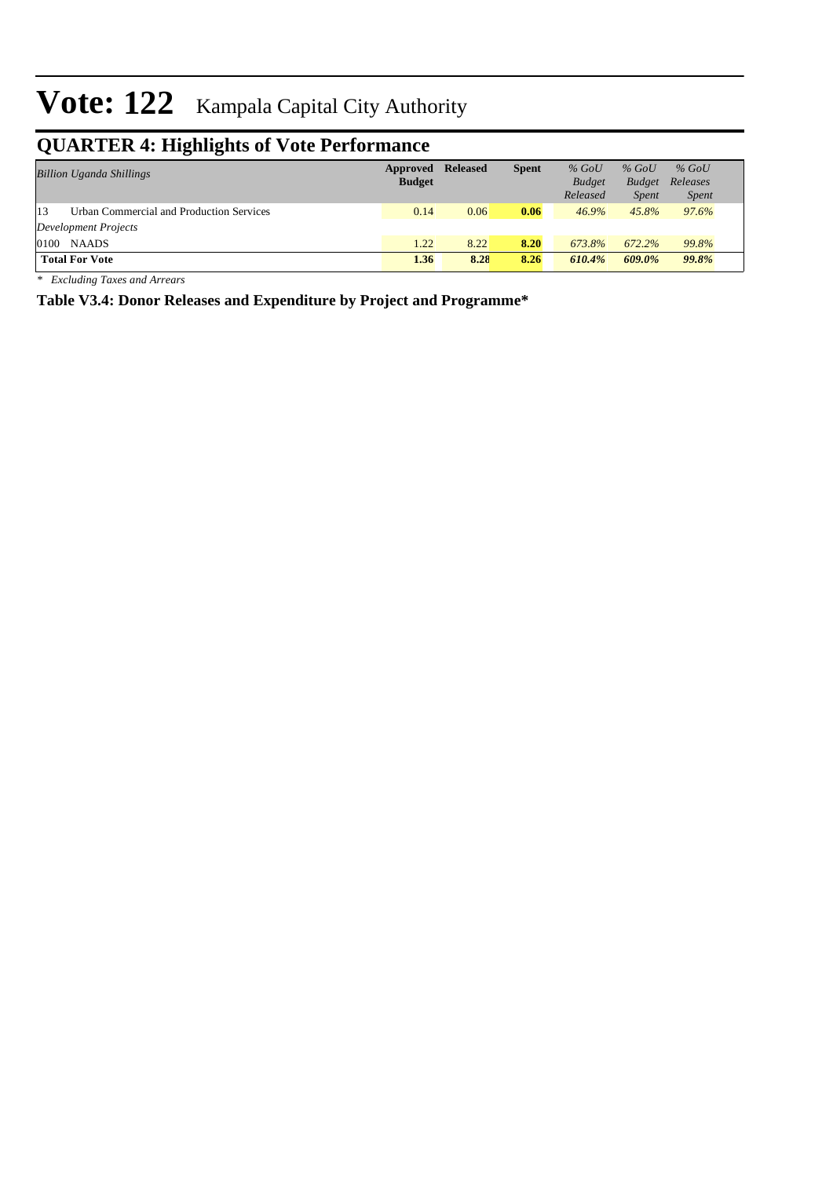# Vote: 122 Kampala Capital City Authority

## QUARTER 4: Highlights of Vote Performance

| *Billion Uganda Shillings* | Approved Budget | Released | Spent | *% GoU Budget Released* | *% GoU Budget Spent* | *% GoU Releases Spent* |
|---|---|---|---|---|---|---|
| 13 Urban Commercial and Production Services | 0.14 | 0.06 | **0.06** | *46.9%* | *45.8%* | *97.6%* |
| *Development Projects* | | | | | | |
| 0100 NAADS | 1.22 | 8.22 | **8.20** | *673.8%* | *672.2%* | *99.8%* |
| **Total For Vote** | **1.36** | **8.28** | **8.26** | ***610.4%*** | ***609.0%*** | ***99.8%*** |

*\* Excluding Taxes and Arrears*

**Table V3.4: Donor Releases and Expenditure by Project and Programme\***